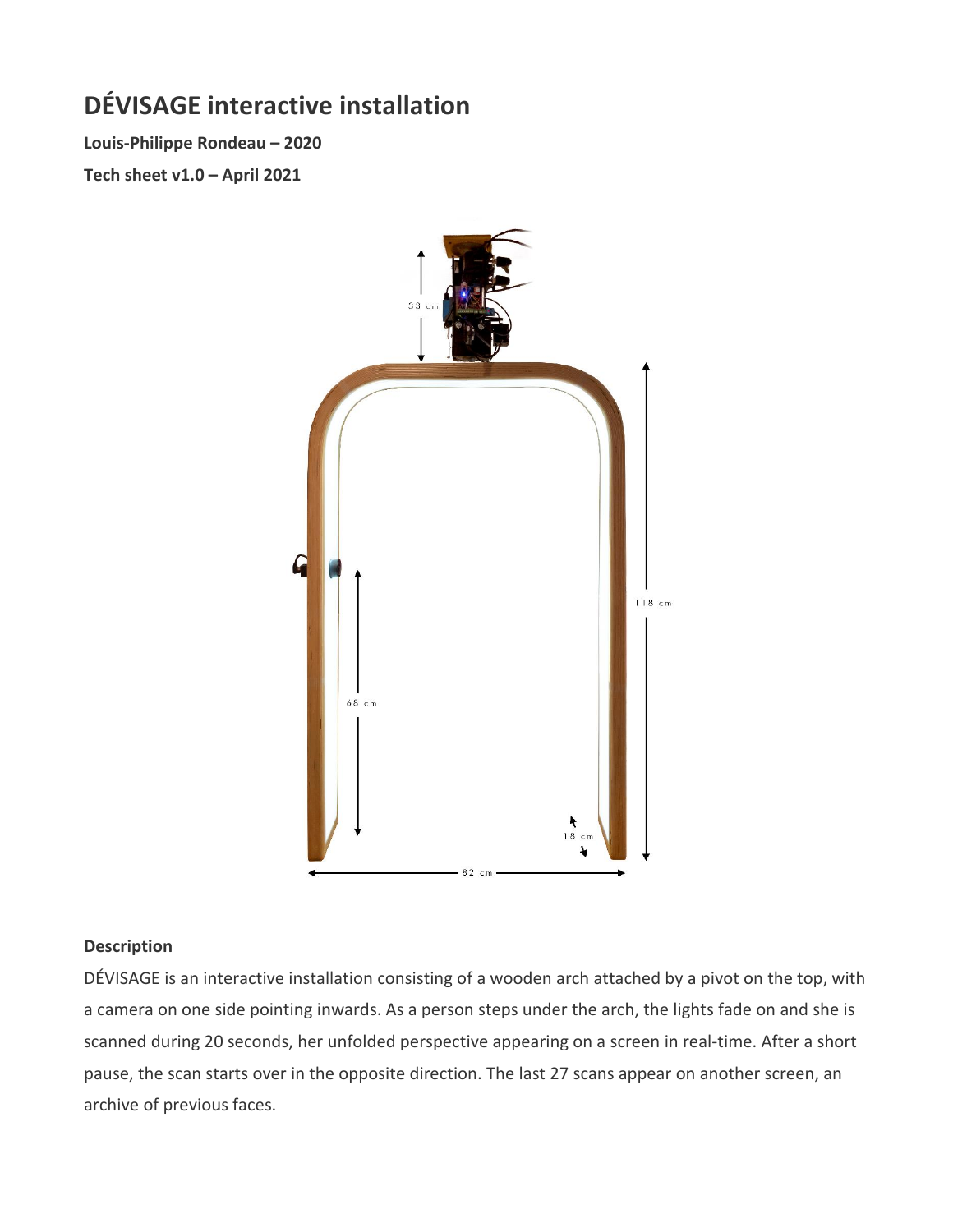# DÉVISAGE interactive installation

**Louis-Philippe Rondeau – 2020**

**Tech sheet v1.0 – April 2021**

### Description

DÉVISAGE is an interactive installation consisting of a wooden arch attached by a pivot on the top, with a camera on one side pointing inwards. As a person steps under the arch, the lights fade on and she is scanned during 20 seconds, her unfolded perspective appearing on a screen in real-time. After a short pause, the scan starts over in the opposite direction. The last 27 scans appear on another screen, an archive of previous faces.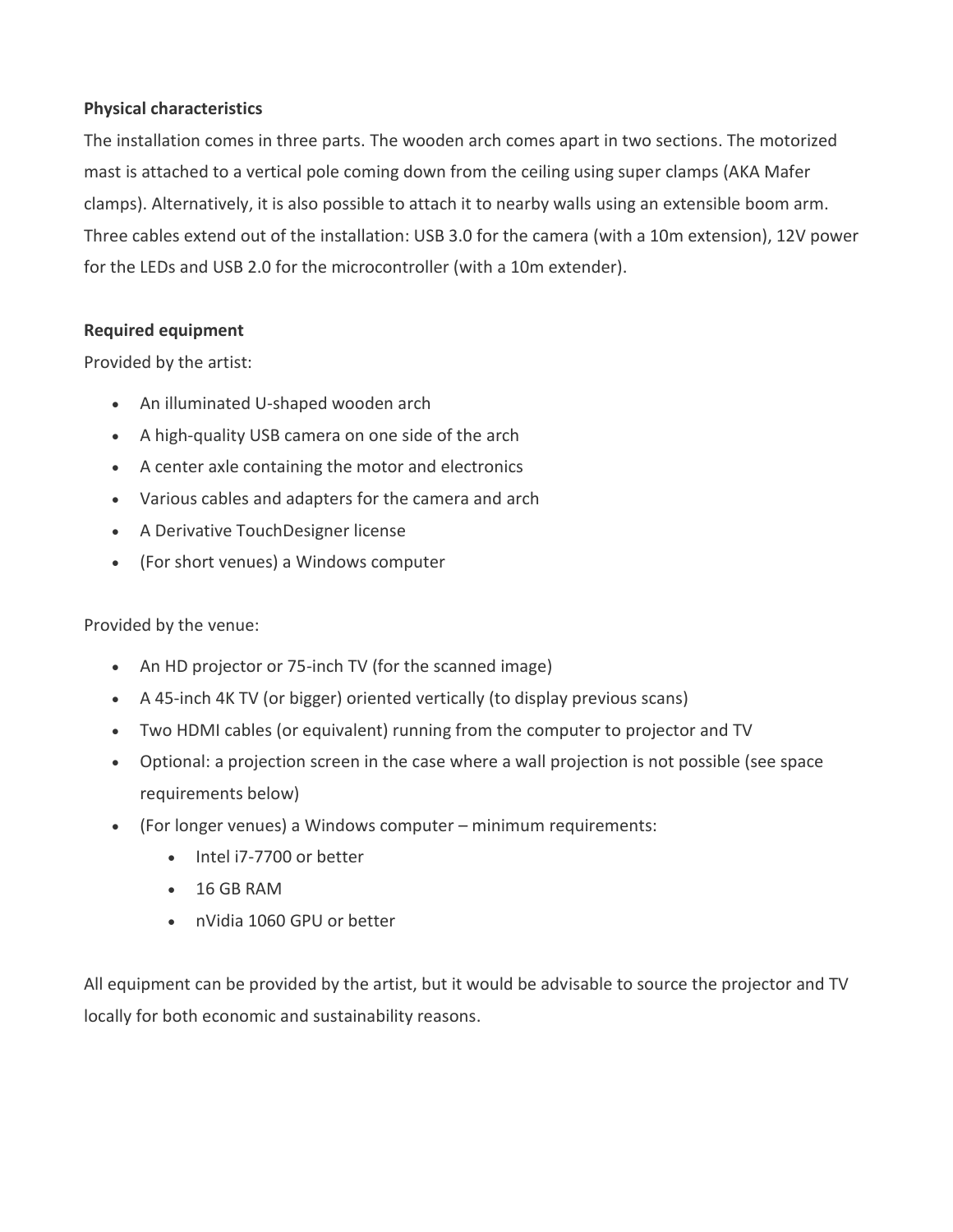**Physical characteristics**

The installation comes in three parts. The wooden arch comes apart in two sections. The motorized mast is attached to a vertical pole coming down from the ceiling using super clamps (AKA Mafer clamps). Alternatively, it is also possible to attach it to nearby walls using an extensible boom arm. Three cables extend out of the installation: USB 3.0 for the camera (with a 10m extension), 12V power for the LEDs and USB 2.0 for the microcontroller (with a 10m extender).

**Required equipment**

Provided by the artist:

- An illuminated U-shaped wooden arch
- A high-quality USB camera on one side of the arch
- A center axle containing the motor and electronics
- Various cables and adapters for the camera and arch
- A Derivative TouchDesigner license
- (For short venues) a Windows computer

Provided by the venue:

- An HD projector or 75-inch TV (for the scanned image)
- A 45-inch 4K TV (or bigger) oriented vertically (to display previous scans)
- Two HDMI cables (or equivalent) running from the computer to projector and TV
- Optional: a projection screen in the case where a wall projection is not possible (see space requirements below)
- (For longer venues) a Windows computer – minimum requirements:
  - Intel i7-7700 or better
  - 16 GB RAM
  - nVidia 1060 GPU or better

All equipment can be provided by the artist, but it would be advisable to source the projector and TV locally for both economic and sustainability reasons.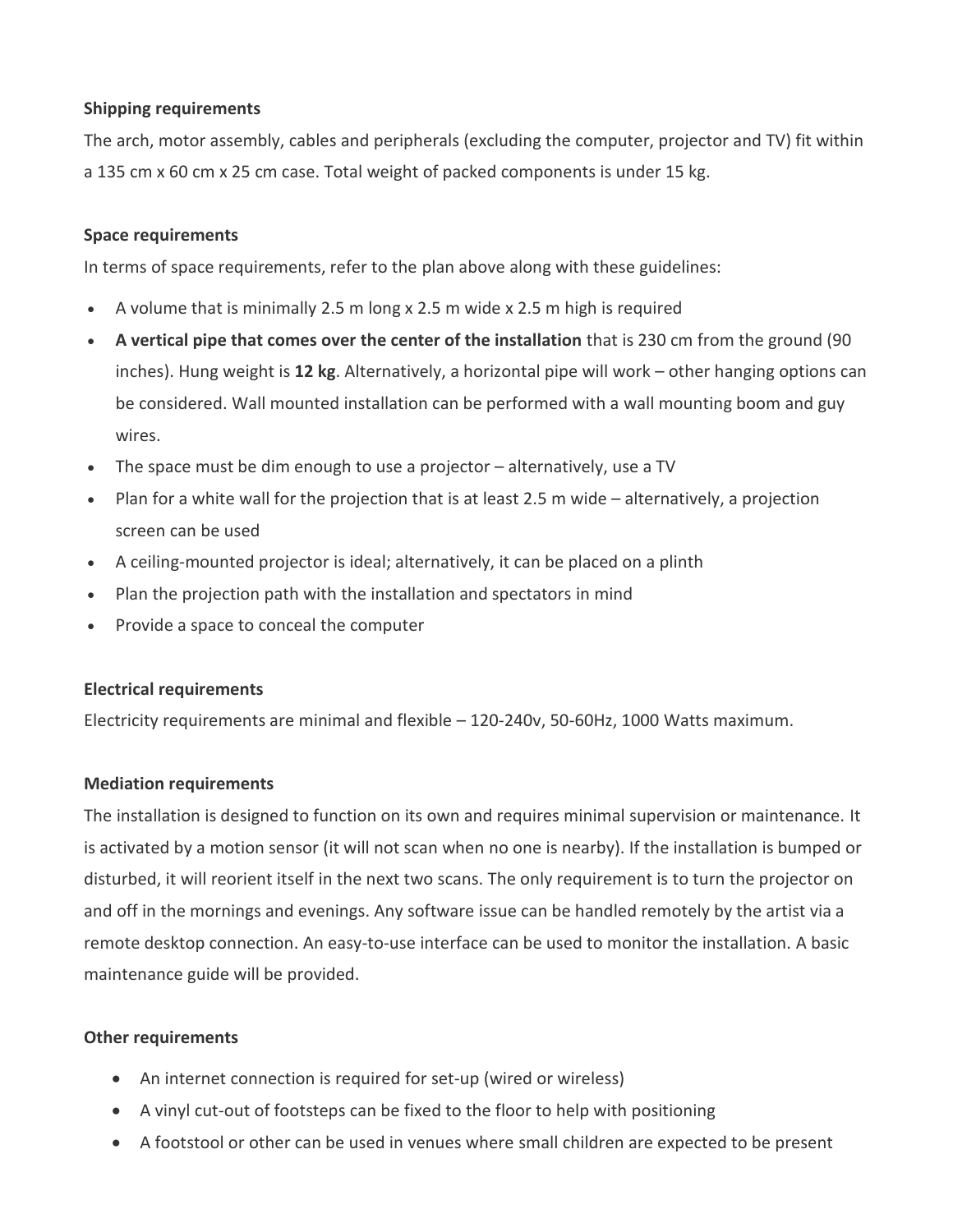**Shipping requirements**

The arch, motor assembly, cables and peripherals (excluding the computer, projector and TV) fit within a 135 cm x 60 cm x 25 cm case. Total weight of packed components is under 15 kg.

**Space requirements**

In terms of space requirements, refer to the plan above along with these guidelines:

- A volume that is minimally 2.5 m long x 2.5 m wide x 2.5 m high is required
- **A vertical pipe that comes over the center of the installation** that is 230 cm from the ground (90 inches). Hung weight is **12 kg**. Alternatively, a horizontal pipe will work – other hanging options can be considered. Wall mounted installation can be performed with a wall mounting boom and guy wires.
- The space must be dim enough to use a projector – alternatively, use a TV
- Plan for a white wall for the projection that is at least 2.5 m wide – alternatively, a projection screen can be used
- A ceiling-mounted projector is ideal; alternatively, it can be placed on a plinth
- Plan the projection path with the installation and spectators in mind
- Provide a space to conceal the computer

**Electrical requirements**

Electricity requirements are minimal and flexible – 120-240v, 50-60Hz, 1000 Watts maximum.

**Mediation requirements**

The installation is designed to function on its own and requires minimal supervision or maintenance. It is activated by a motion sensor (it will not scan when no one is nearby). If the installation is bumped or disturbed, it will reorient itself in the next two scans. The only requirement is to turn the projector on and off in the mornings and evenings. Any software issue can be handled remotely by the artist via a remote desktop connection. An easy-to-use interface can be used to monitor the installation. A basic maintenance guide will be provided.

**Other requirements**

- An internet connection is required for set-up (wired or wireless)
- A vinyl cut-out of footsteps can be fixed to the floor to help with positioning
- A footstool or other can be used in venues where small children are expected to be present